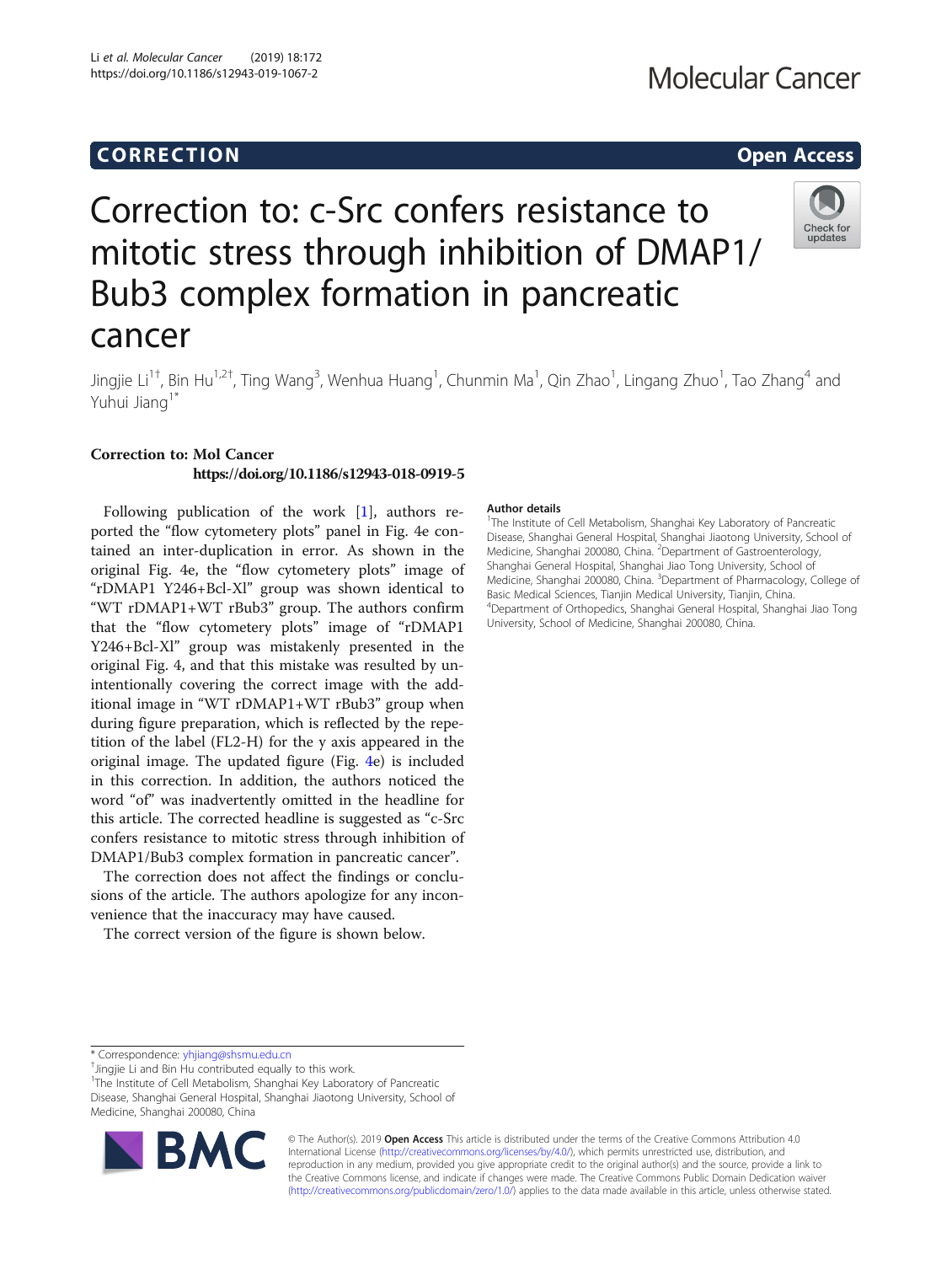CORRECTION

Open Access

# Correction to: c-Src confers resistance to mitotic stress through inhibition of DMAP1/Bub3 complex formation in pancreatic cancer

Jingjie Li[1†], Bin Hu[1,2†], Ting Wang[3], Wenhua Huang[1], Chunmin Ma[1], Qin Zhao[1], Lingang Zhuo[1], Tao Zhang[4] and Yuhui Jiang[1*]

**Correction to: Mol Cancer**
**https://doi.org/10.1186/s12943-018-0919-5**

Following publication of the work [1], authors reported the "flow cytometery plots" panel in Fig. 4e contained an inter-duplication in error. As shown in the original Fig. 4e, the "flow cytometery plots" image of "rDMAP1 Y246+Bcl-Xl" group was shown identical to "WT rDMAP1+WT rBub3" group. The authors confirm that the "flow cytometery plots" image of "rDMAP1 Y246+Bcl-Xl" group was mistakenly presented in the original Fig. 4, and that this mistake was resulted by unintentionally covering the correct image with the additional image in "WT rDMAP1+WT rBub3" group when during figure preparation, which is reflected by the repetition of the label (FL2-H) for the y axis appeared in the original image. The updated figure (Fig. 4e) is included in this correction. In addition, the authors noticed the word "of" was inadvertently omitted in the headline for this article. The corrected headline is suggested as "c-Src confers resistance to mitotic stress through inhibition of DMAP1/Bub3 complex formation in pancreatic cancer".

The correction does not affect the findings or conclusions of the article. The authors apologize for any inconvenience that the inaccuracy may have caused.

The correct version of the figure is shown below.

**Author details**

[1]The Institute of Cell Metabolism, Shanghai Key Laboratory of Pancreatic Disease, Shanghai General Hospital, Shanghai Jiaotong University, School of Medicine, Shanghai 200080, China. [2]Department of Gastroenterology, Shanghai General Hospital, Shanghai Jiao Tong University, School of Medicine, Shanghai 200080, China. [3]Department of Pharmacology, College of Basic Medical Sciences, Tianjin Medical University, Tianjin, China. [4]Department of Orthopedics, Shanghai General Hospital, Shanghai Jiao Tong University, School of Medicine, Shanghai 200080, China.

\* Correspondence: yhjiang@shsmu.edu.cn
†Jingjie Li and Bin Hu contributed equally to this work.
[1]The Institute of Cell Metabolism, Shanghai Key Laboratory of Pancreatic Disease, Shanghai General Hospital, Shanghai Jiaotong University, School of Medicine, Shanghai 200080, China

© The Author(s). 2019 **Open Access** This article is distributed under the terms of the Creative Commons Attribution 4.0 International License (http://creativecommons.org/licenses/by/4.0/), which permits unrestricted use, distribution, and reproduction in any medium, provided you give appropriate credit to the original author(s) and the source, provide a link to the Creative Commons license, and indicate if changes were made. The Creative Commons Public Domain Dedication waiver (http://creativecommons.org/publicdomain/zero/1.0/) applies to the data made available in this article, unless otherwise stated.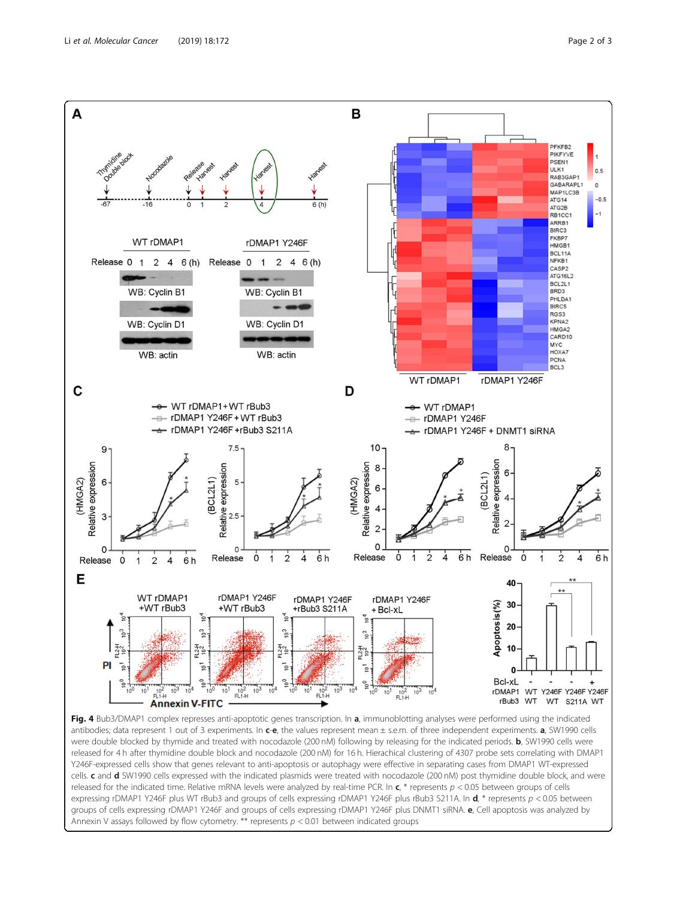**Fig. 4** Bub3/DMAP1 complex represses anti-apoptotic genes transcription. In **a**, immunoblotting analyses were performed using the indicated antibodies; data represent 1 out of 3 experiments. In **c**-**e**, the values represent mean ± s.e.m. of three independent experiments. **a**, SW1990 cells were double blocked by thymide and treated with nocodazole (200 nM) following by releasing for the indicated periods. **b**, SW1990 cells were released for 4 h after thymidine double block and nocodazole (200 nM) for 16 h. Hierachical clustering of 4307 probe sets correlating with DMAP1 Y246F-expressed cells show that genes relevant to anti-apoptosis or autophagy were effective in separating cases from DMAP1 WT-expressed cells. **c** and **d** SW1990 cells expressed with the indicated plasmids were treated with nocodazole (200 nM) post thymidine double block, and were released for the indicated time. Relative mRNA levels were analyzed by real-time PCR. In **c**, * represents $p < 0.05$ between groups of cells expressing rDMAP1 Y246F plus WT rBub3 and groups of cells expressing rDMAP1 Y246F plus rBub3 S211A. In **d**, * represents $p < 0.05$ between groups of cells expressing rDMAP1 Y246F and groups of cells expressing rDMAP1 Y246F plus DNMT1 siRNA. **e**, Cell apoptosis was analyzed by Annexin V assays followed by flow cytometry. ** represents $p < 0.01$ between indicated groups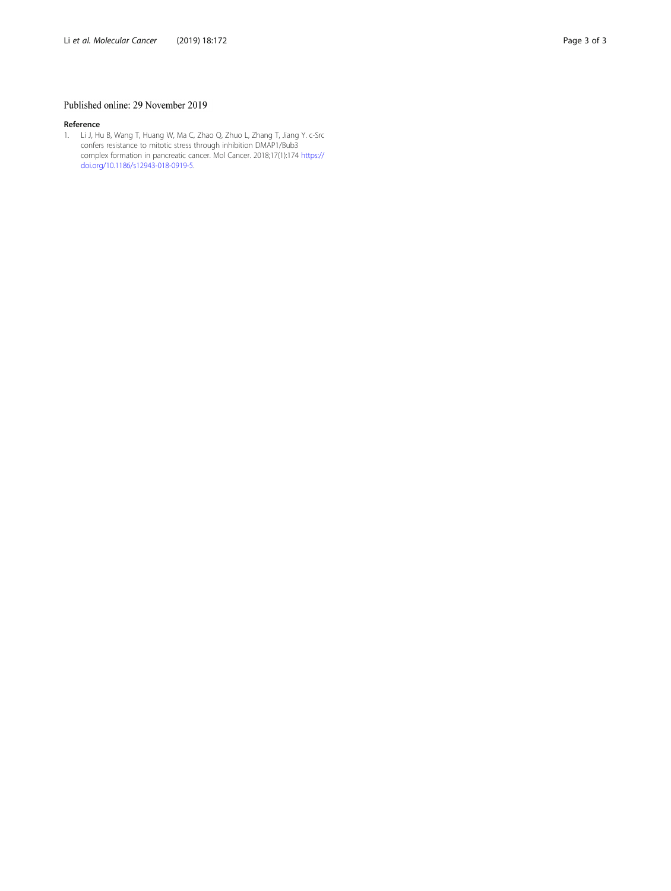Published online: 29 November 2019

## Reference

1. Li J, Hu B, Wang T, Huang W, Ma C, Zhao Q, Zhuo L, Zhang T, Jiang Y. c-Src confers resistance to mitotic stress through inhibition DMAP1/Bub3 complex formation in pancreatic cancer. Mol Cancer. 2018;17(1):174 https://doi.org/10.1186/s12943-018-0919-5.